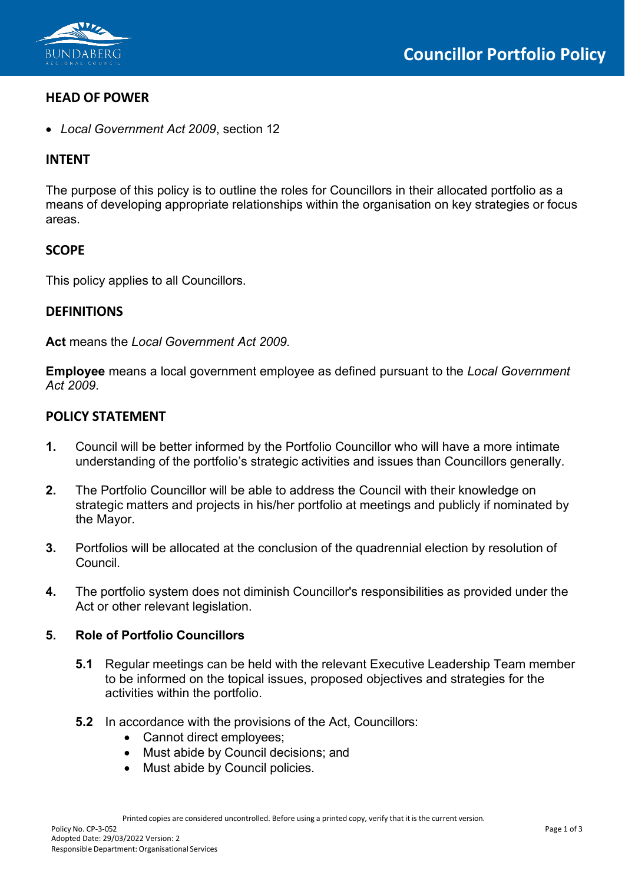# Councillor Portfolio Policy

## HEAD OF POWER

- *Local Government Act 2009*, section 12

## INTENT

The purpose of this policy is to outline the roles for Councillors in their allocated portfolio as a means of developing appropriate relationships within the organisation on key strategies or focus areas.

## SCOPE

This policy applies to all Councillors.

## DEFINITIONS

**Act** means the *Local Government Act 2009.*

**Employee** means a local government employee as defined pursuant to the *Local Government Act 2009*.

## POLICY STATEMENT

**1.** Council will be better informed by the Portfolio Councillor who will have a more intimate understanding of the portfolio's strategic activities and issues than Councillors generally.

**2.** The Portfolio Councillor will be able to address the Council with their knowledge on strategic matters and projects in his/her portfolio at meetings and publicly if nominated by the Mayor.

**3.** Portfolios will be allocated at the conclusion of the quadrennial election by resolution of Council.

**4.** The portfolio system does not diminish Councillor's responsibilities as provided under the Act or other relevant legislation.

**5. Role of Portfolio Councillors**

**5.1** Regular meetings can be held with the relevant Executive Leadership Team member to be informed on the topical issues, proposed objectives and strategies for the activities within the portfolio.

**5.2** In accordance with the provisions of the Act, Councillors:

- Cannot direct employees;
- Must abide by Council decisions; and
- Must abide by Council policies.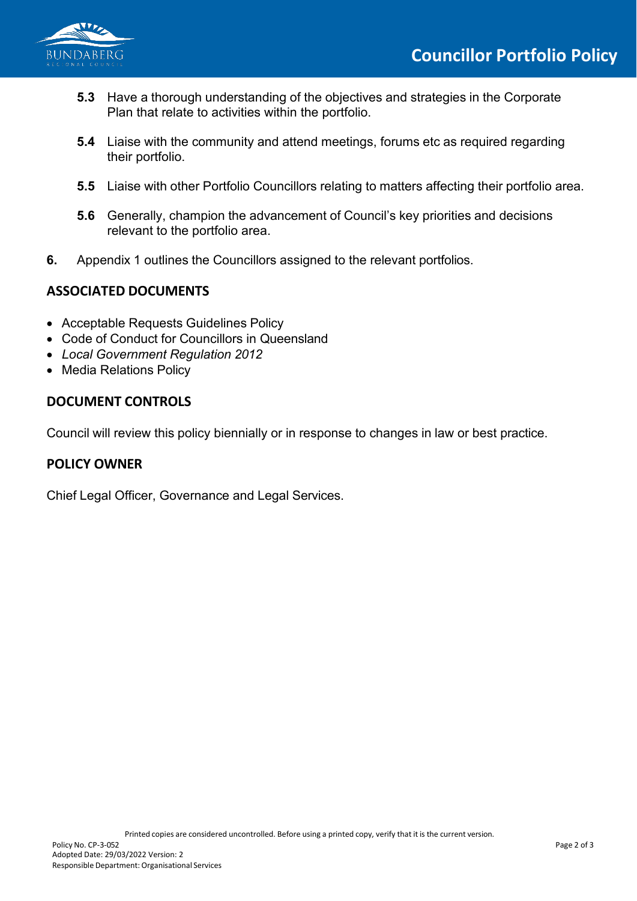**5.3** Have a thorough understanding of the objectives and strategies in the Corporate Plan that relate to activities within the portfolio.

**5.4** Liaise with the community and attend meetings, forums etc as required regarding their portfolio.

**5.5** Liaise with other Portfolio Councillors relating to matters affecting their portfolio area.

**5.6** Generally, champion the advancement of Council's key priorities and decisions relevant to the portfolio area.

**6.** Appendix 1 outlines the Councillors assigned to the relevant portfolios.

## ASSOCIATED DOCUMENTS

- Acceptable Requests Guidelines Policy
- Code of Conduct for Councillors in Queensland
- *Local Government Regulation 2012*
- Media Relations Policy

## DOCUMENT CONTROLS

Council will review this policy biennially or in response to changes in law or best practice.

## POLICY OWNER

Chief Legal Officer, Governance and Legal Services.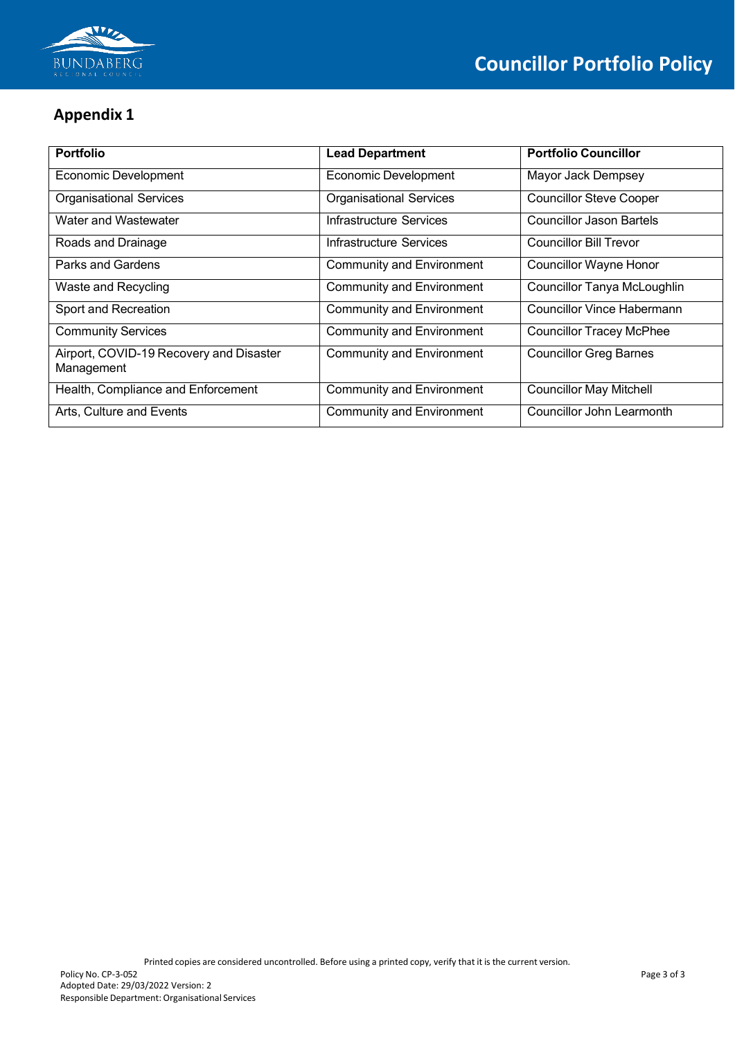## Appendix 1

| Portfolio | Lead Department | Portfolio Councillor |
|---|---|---|
| Economic Development | Economic Development | Mayor Jack Dempsey |
| Organisational Services | Organisational Services | Councillor Steve Cooper |
| Water and Wastewater | Infrastructure Services | Councillor Jason Bartels |
| Roads and Drainage | Infrastructure Services | Councillor Bill Trevor |
| Parks and Gardens | Community and Environment | Councillor Wayne Honor |
| Waste and Recycling | Community and Environment | Councillor Tanya McLoughlin |
| Sport and Recreation | Community and Environment | Councillor Vince Habermann |
| Community Services | Community and Environment | Councillor Tracey McPhee |
| Airport, COVID-19 Recovery and Disaster Management | Community and Environment | Councillor Greg Barnes |
| Health, Compliance and Enforcement | Community and Environment | Councillor May Mitchell |
| Arts, Culture and Events | Community and Environment | Councillor John Learmonth |